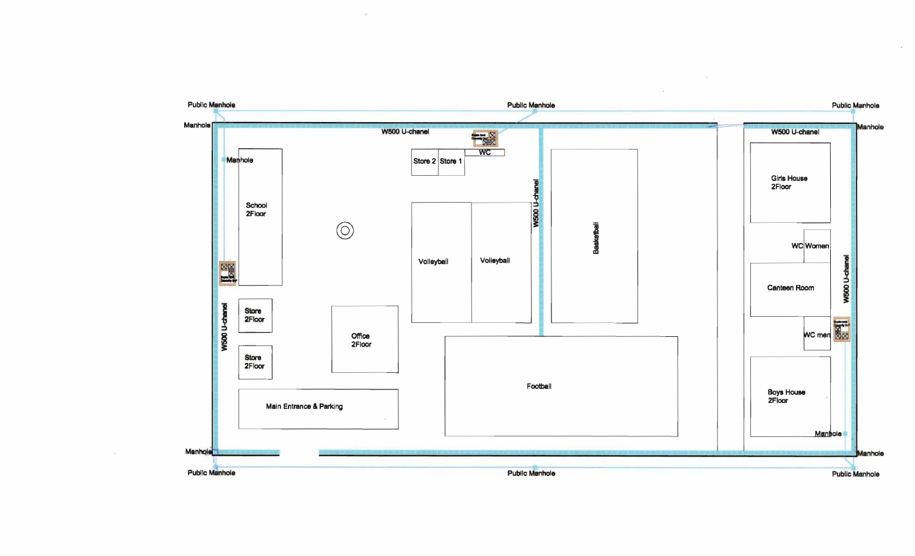Public Manhole

Public Manhole

Public Manhole

Manhole

W500 U-chanel

W500 U-chanel

Manhole

Manhole

WC

Store 2

Store 1

School 2Floor

W500 U-chanel

Basketball

Girls House 2Floor

Volleyball

Volleyball

WC Women

W500 U-chanel

Canteen Room

W500 U-chanel

Store 2Floor

WC men

Office 2Floor

Store 2Floor

Football

Boys House 2Floor

Main Entrance & Parking

Manhole

Manhole

Manhole

Public Manhole

Public Manhole

Public Manhole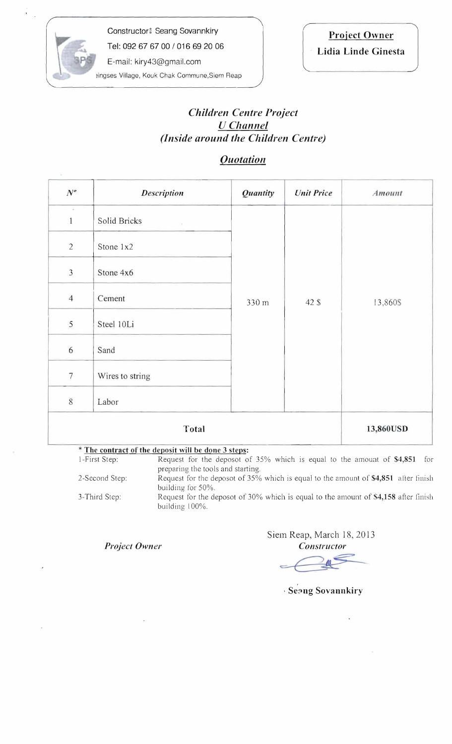Constructor: Seang Sovannkiry

Tel: 092 67 67 00 / 016 69 20 06

E-mail: kiry43@gmail.com

ingses Village, Kouk Chak Commune, Siem Reap

**Project Owner**

**Lidia Linde Ginesta**

### *Children Centre Project*

### *U Channel*

### *(Inside around the Children Centre)*

## *Quotation*

| *N°* | *Description* | *Quantity* | *Unit Price* | *Amount* |
|---|---|---|---|---|
| 1 | Solid Bricks | 330 m | 42 $ | 13,860$ |
| 2 | Stone 1x2 | | | |
| 3 | Stone 4x6 | | | |
| 4 | Cement | | | |
| 5 | Steel 10Li | | | |
| 6 | Sand | | | |
| 7 | Wires to string | | | |
| 8 | Labor | | | |
| **Total** | | | | **13,860USD** |

\* **The contract of the deposit will be done 3 steps:**

1-First Step: Request for the deposot of 35% which is equal to the amount of **$4,851** for preparing the tools and starting.

2-Second Step: Request for the deposot of 35% which is equal to the amount of **$4,851** after finish building for 50%.

3-Third Step: Request for the deposot of 30% which is equal to the amount of **$4,158** after finish building 100%.

Siem Reap, March 18, 2013

*Project Owner*

*Constructor*

**Seang Sovannkiry**